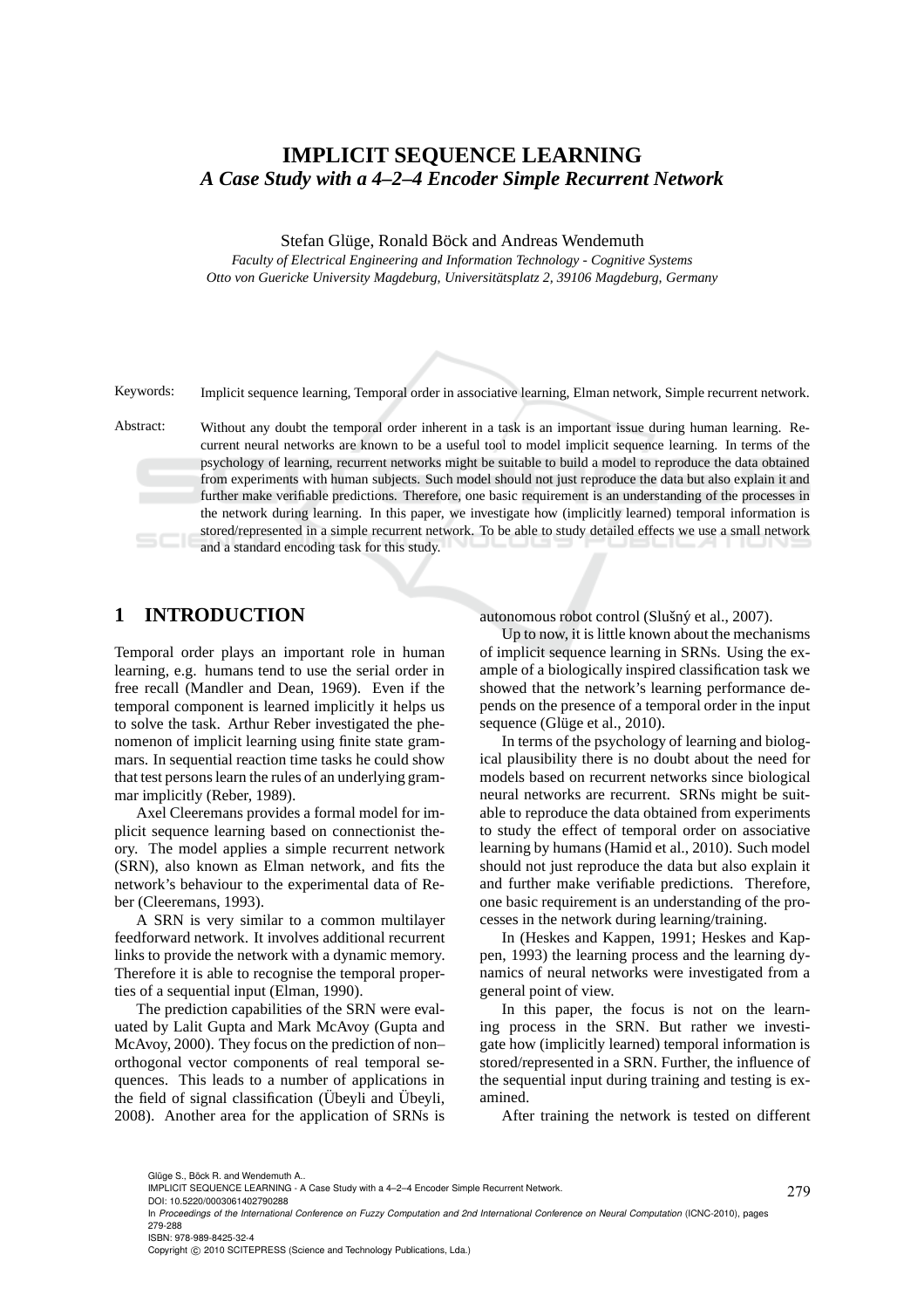# IMPLICIT SEQUENCE LEARNING

## *A Case Study with a 4–2–4 Encoder Simple Recurrent Network*

Stefan Glüge, Ronald Böck and Andreas Wendemuth

*Faculty of Electrical Engineering and Information Technology - Cognitive Systems*
*Otto von Guericke University Magdeburg, Universitätsplatz 2, 39106 Magdeburg, Germany*

Keywords: Implicit sequence learning, Temporal order in associative learning, Elman network, Simple recurrent network.

Abstract: Without any doubt the temporal order inherent in a task is an important issue during human learning. Recurrent neural networks are known to be a useful tool to model implicit sequence learning. In terms of the psychology of learning, recurrent networks might be suitable to build a model to reproduce the data obtained from experiments with human subjects. Such model should not just reproduce the data but also explain it and further make verifiable predictions. Therefore, one basic requirement is an understanding of the processes in the network during learning. In this paper, we investigate how (implicitly learned) temporal information is stored/represented in a simple recurrent network. To be able to study detailed effects we use a small network and a standard encoding task for this study.

## 1 INTRODUCTION

Temporal order plays an important role in human learning, e.g. humans tend to use the serial order in free recall (Mandler and Dean, 1969). Even if the temporal component is learned implicitly it helps us to solve the task. Arthur Reber investigated the phenomenon of implicit learning using finite state grammars. In sequential reaction time tasks he could show that test persons learn the rules of an underlying grammar implicitly (Reber, 1989).

Axel Cleeremans provides a formal model for implicit sequence learning based on connectionist theory. The model applies a simple recurrent network (SRN), also known as Elman network, and fits the network's behaviour to the experimental data of Reber (Cleeremans, 1993).

A SRN is very similar to a common multilayer feedforward network. It involves additional recurrent links to provide the network with a dynamic memory. Therefore it is able to recognise the temporal properties of a sequential input (Elman, 1990).

The prediction capabilities of the SRN were evaluated by Lalit Gupta and Mark McAvoy (Gupta and McAvoy, 2000). They focus on the prediction of non–orthogonal vector components of real temporal sequences. This leads to a number of applications in the field of signal classification (Übeyli and Übeyli, 2008). Another area for the application of SRNs is autonomous robot control (Slušný et al., 2007).

Up to now, it is little known about the mechanisms of implicit sequence learning in SRNs. Using the example of a biologically inspired classification task we showed that the network's learning performance depends on the presence of a temporal order in the input sequence (Glüge et al., 2010).

In terms of the psychology of learning and biological plausibility there is no doubt about the need for models based on recurrent networks since biological neural networks are recurrent. SRNs might be suitable to reproduce the data obtained from experiments to study the effect of temporal order on associative learning by humans (Hamid et al., 2010). Such model should not just reproduce the data but also explain it and further make verifiable predictions. Therefore, one basic requirement is an understanding of the processes in the network during learning/training.

In (Heskes and Kappen, 1991; Heskes and Kappen, 1993) the learning process and the learning dynamics of neural networks were investigated from a general point of view.

In this paper, the focus is not on the learning process in the SRN. But rather we investigate how (implicitly learned) temporal information is stored/represented in a SRN. Further, the influence of the sequential input during training and testing is examined.

After training the network is tested on different

Glüge S., Böck R. and Wendemuth A..
IMPLICIT SEQUENCE LEARNING - A Case Study with a 4–2–4 Encoder Simple Recurrent Network.
DOI: 10.5220/0003061402790288
In *Proceedings of the International Conference on Fuzzy Computation and 2nd International Conference on Neural Computation* (ICNC-2010), pages 279-288
ISBN: 978-989-8425-32-4
Copyright © 2010 SCITEPRESS (Science and Technology Publications, Lda.)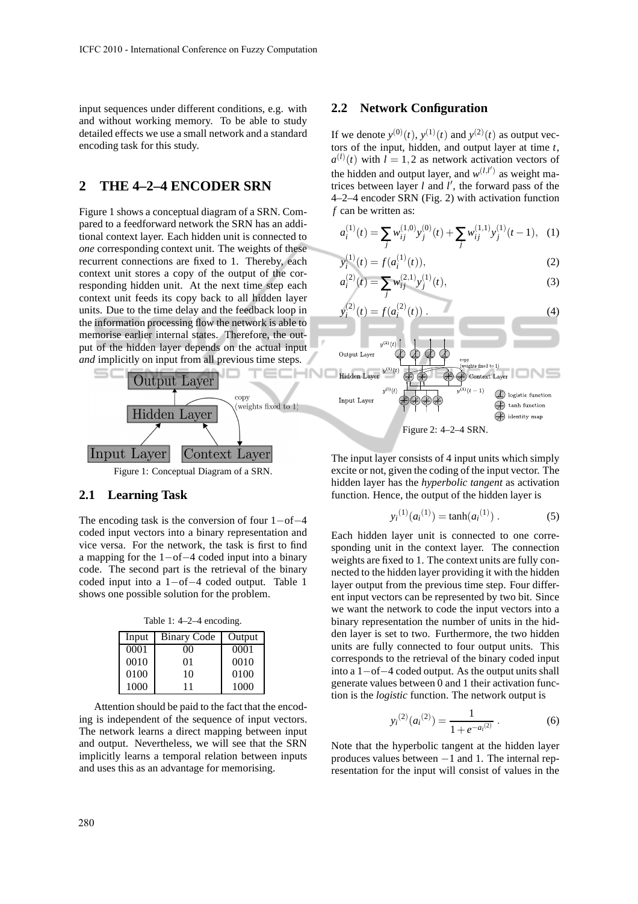input sequences under different conditions, e.g. with and without working memory. To be able to study detailed effects we use a small network and a standard encoding task for this study.

## 2 THE 4–2–4 ENCODER SRN

Figure 1 shows a conceptual diagram of a SRN. Compared to a feedforward network the SRN has an additional context layer. Each hidden unit is connected to *one* corresponding context unit. The weights of these recurrent connections are fixed to 1. Thereby, each context unit stores a copy of the output of the corresponding hidden unit. At the next time step each context unit feeds its copy back to all hidden layer units. Due to the time delay and the feedback loop in the information processing flow the network is able to memorise earlier internal states. Therefore, the output of the hidden layer depends on the actual input *and* implicitly on input from all previous time steps.

Figure 1: Conceptual Diagram of a SRN.

### 2.1 Learning Task

The encoding task is the conversion of four $1-\text{of}-4$ coded input vectors into a binary representation and vice versa. For the network, the task is first to find a mapping for the $1-\text{of}-4$ coded input into a binary code. The second part is the retrieval of the binary coded input into a $1-\text{of}-4$ coded output. Table 1 shows one possible solution for the problem.

Table 1: 4–2–4 encoding.

| Input | Binary Code | Output |
|---|---|---|
| 0001 | 00 | 0001 |
| 0010 | 01 | 0010 |
| 0100 | 10 | 0100 |
| 1000 | 11 | 1000 |

Attention should be paid to the fact that the encoding is independent of the sequence of input vectors. The network learns a direct mapping between input and output. Nevertheless, we will see that the SRN implicitly learns a temporal relation between inputs and uses this as an advantage for memorising.

### 2.2 Network Configuration

If we denote $y^{(0)}(t)$, $y^{(1)}(t)$ and $y^{(2)}(t)$ as output vectors of the input, hidden, and output layer at time $t$, $a^{(l)}(t)$ with $l = 1,2$ as network activation vectors of the hidden and output layer, and $w^{(l,l')}$ as weight matrices between layer $l$ and $l'$, the forward pass of the 4–2–4 encoder SRN (Fig. 2) with activation function $f$ can be written as:

$$a_i^{(1)}(t) = \sum_j w_{ij}^{(1,0)} y_j^{(0)}(t) + \sum_j w_{ij}^{(1,1)} y_j^{(1)}(t-1), \quad (1)$$

$$y_i^{(1)}(t) = f(a_i^{(1)}(t)), \quad (2)$$

$$a_i^{(2)}(t) = \sum_j w_{ij}^{(2,1)} y_j^{(1)}(t), \quad (3)$$

$$y_i^{(2)}(t) = f(a_i^{(2)}(t)) \,. \quad (4)$$

Figure 2: 4–2–4 SRN.

The input layer consists of 4 input units which simply excite or not, given the coding of the input vector. The hidden layer has the *hyperbolic tangent* as activation function. Hence, the output of the hidden layer is

$$y_i^{(1)}(a_i^{(1)}) = \tanh(a_i^{(1)}) \,. \quad (5)$$

Each hidden layer unit is connected to one corresponding unit in the context layer. The connection weights are fixed to 1. The context units are fully connected to the hidden layer providing it with the hidden layer output from the previous time step. Four different input vectors can be represented by two bit. Since we want the network to code the input vectors into a binary representation the number of units in the hidden layer is set to two. Furthermore, the two hidden units are fully connected to four output units. This corresponds to the retrieval of the binary coded input into a $1-\text{of}-4$ coded output. As the output units shall generate values between 0 and 1 their activation function is the *logistic* function. The network output is

$$y_i^{(2)}(a_i^{(2)}) = \frac{1}{1+e^{-a_i^{(2)}}} \,. \quad (6)$$

Note that the hyperbolic tangent at the hidden layer produces values between $-1$ and 1. The internal representation for the input will consist of values in the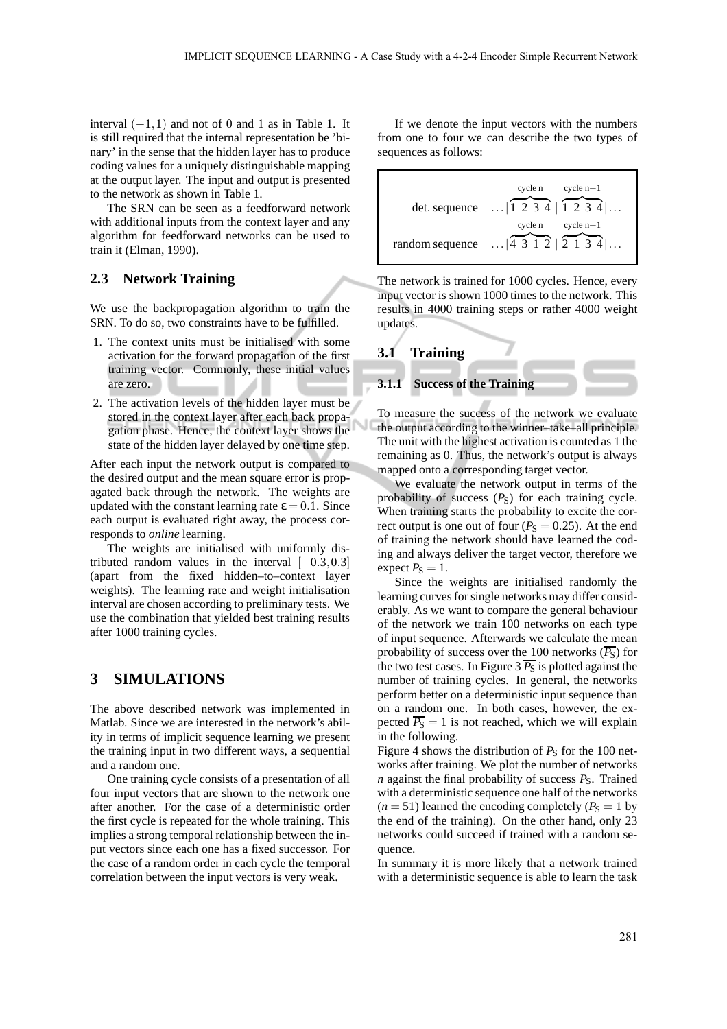interval $(-1,1)$ and not of 0 and 1 as in Table 1. It is still required that the internal representation be 'binary' in the sense that the hidden layer has to produce coding values for a uniquely distinguishable mapping at the output layer. The input and output is presented to the network as shown in Table 1.

The SRN can be seen as a feedforward network with additional inputs from the context layer and any algorithm for feedforward networks can be used to train it (Elman, 1990).

## 2.3 Network Training

We use the backpropagation algorithm to train the SRN. To do so, two constraints have to be fulfilled.

1. The context units must be initialised with some activation for the forward propagation of the first training vector. Commonly, these initial values are zero.
2. The activation levels of the hidden layer must be stored in the context layer after each back propagation phase. Hence, the context layer shows the state of the hidden layer delayed by one time step.

After each input the network output is compared to the desired output and the mean square error is propagated back through the network. The weights are updated with the constant learning rate $\varepsilon = 0.1$. Since each output is evaluated right away, the process corresponds to *online* learning.

The weights are initialised with uniformly distributed random values in the interval $[-0.3, 0.3]$ (apart from the fixed hidden–to–context layer weights). The learning rate and weight initialisation interval are chosen according to preliminary tests. We use the combination that yielded best training results after 1000 training cycles.

# 3 SIMULATIONS

The above described network was implemented in Matlab. Since we are interested in the network's ability in terms of implicit sequence learning we present the training input in two different ways, a sequential and a random one.

One training cycle consists of a presentation of all four input vectors that are shown to the network one after another. For the case of a deterministic order the first cycle is repeated for the whole training. This implies a strong temporal relationship between the input vectors since each one has a fixed successor. For the case of a random order in each cycle the temporal correlation between the input vectors is very weak.

If we denote the input vectors with the numbers from one to four we can describe the two types of sequences as follows:

$$\text{det. sequence} \quad \ldots|\overbrace{1\ 2\ 3\ 4}^{\text{cycle n}}|\overbrace{1\ 2\ 3\ 4}^{\text{cycle n+1}}|\ldots$$

$$\text{random sequence} \quad \ldots|\overbrace{4\ 3\ 1\ 2}^{\text{cycle n}}|\overbrace{2\ 1\ 3\ 4}^{\text{cycle n+1}}|\ldots$$

The network is trained for 1000 cycles. Hence, every input vector is shown 1000 times to the network. This results in 4000 training steps or rather 4000 weight updates.

## 3.1 Training

### 3.1.1 Success of the Training

To measure the success of the network we evaluate the output according to the winner–take–all principle. The unit with the highest activation is counted as 1 the remaining as 0. Thus, the network's output is always mapped onto a corresponding target vector.

We evaluate the network output in terms of the probability of success ($P_S$) for each training cycle. When training starts the probability to excite the correct output is one out of four ($P_S = 0.25$). At the end of training the network should have learned the coding and always deliver the target vector, therefore we expect $P_S = 1$.

Since the weights are initialised randomly the learning curves for single networks may differ considerably. As we want to compare the general behaviour of the network we train 100 networks on each type of input sequence. Afterwards we calculate the mean probability of success over the 100 networks ($\overline{P_S}$) for the two test cases. In Figure 3 $\overline{P_S}$ is plotted against the number of training cycles. In general, the networks perform better on a deterministic input sequence than on a random one. In both cases, however, the expected $\overline{P_S} = 1$ is not reached, which we will explain in the following.

Figure 4 shows the distribution of $P_S$ for the 100 networks after training. We plot the number of networks $n$ against the final probability of success $P_S$. Trained with a deterministic sequence one half of the networks ($n = 51$) learned the encoding completely ($P_S = 1$ by the end of the training). On the other hand, only 23 networks could succeed if trained with a random sequence.

In summary it is more likely that a network trained with a deterministic sequence is able to learn the task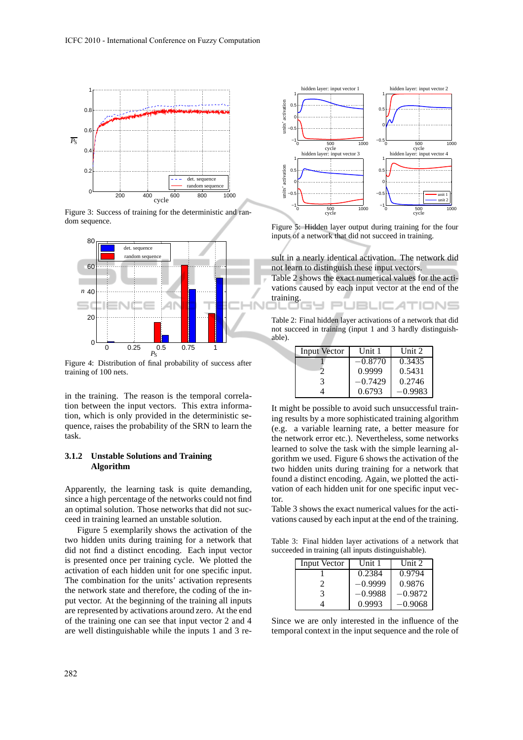Figure 3: Success of training for the deterministic and random sequence.

Figure 4: Distribution of final probability of success after training of 100 nets.

in the training. The reason is the temporal correlation between the input vectors. This extra information, which is only provided in the deterministic sequence, raises the probability of the SRN to learn the task.

### 3.1.2 Unstable Solutions and Training Algorithm

Apparently, the learning task is quite demanding, since a high percentage of the networks could not find an optimal solution. Those networks that did not succeed in training learned an unstable solution.

Figure 5 exemplarily shows the activation of the two hidden units during training for a network that did not find a distinct encoding. Each input vector is presented once per training cycle. We plotted the activation of each hidden unit for one specific input. The combination for the units' activation represents the network state and therefore, the coding of the input vector. At the beginning of the training all inputs are represented by activations around zero. At the end of the training one can see that input vector 2 and 4 are well distinguishable while the inputs 1 and 3 result in a nearly identical activation. The network did not learn to distinguish these input vectors.

Figure 5: Hidden layer output during training for the four inputs of a network that did not succeed in training.

Table 2 shows the exact numerical values for the activations caused by each input vector at the end of the training.

Table 2: Final hidden layer activations of a network that did not succeed in training (input 1 and 3 hardly distinguishable).

| Input Vector | Unit 1 | Unit 2 |
|---|---|---|
| 1 | $-0.8770$ | 0.3435 |
| 2 | 0.9999 | 0.5431 |
| 3 | $-0.7429$ | 0.2746 |
| 4 | 0.6793 | $-0.9983$ |

It might be possible to avoid such unsuccessful training results by a more sophisticated training algorithm (e.g. a variable learning rate, a better measure for the network error etc.). Nevertheless, some networks learned to solve the task with the simple learning algorithm we used. Figure 6 shows the activation of the two hidden units during training for a network that found a distinct encoding. Again, we plotted the activation of each hidden unit for one specific input vector.

Table 3 shows the exact numerical values for the activations caused by each input at the end of the training.

Table 3: Final hidden layer activations of a network that succeeded in training (all inputs distinguishable).

| Input Vector | Unit 1 | Unit 2 |
|---|---|---|
| 1 | 0.2384 | 0.9794 |
| 2 | $-0.9999$ | 0.9876 |
| 3 | $-0.9988$ | $-0.9872$ |
| 4 | 0.9993 | $-0.9068$ |

Since we are only interested in the influence of the temporal context in the input sequence and the role of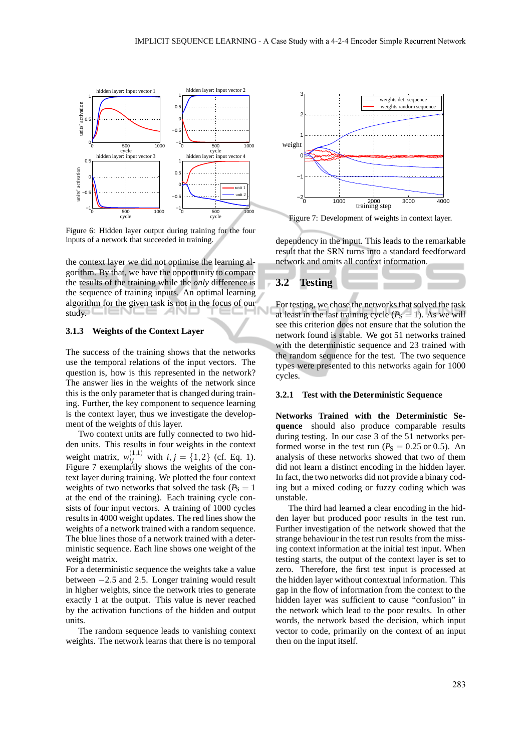Figure 6: Hidden layer output during training for the four inputs of a network that succeeded in training.

the context layer we did not optimise the learning algorithm. By that, we have the opportunity to compare the results of the training while the *only* difference is the sequence of training inputs. An optimal learning algorithm for the given task is not in the focus of our study.

### 3.1.3 Weights of the Context Layer

The success of the training shows that the networks use the temporal relations of the input vectors. The question is, how is this represented in the network? The answer lies in the weights of the network since this is the only parameter that is changed during training. Further, the key component to sequence learning is the context layer, thus we investigate the development of the weights of this layer.

Two context units are fully connected to two hidden units. This results in four weights in the context weight matrix, $w_{ij}^{(1,1)}$ with $i, j = \{1,2\}$ (cf. Eq. 1). Figure 7 exemplarily shows the weights of the context layer during training. We plotted the four context weights of two networks that solved the task ($P_S = 1$ at the end of the training). Each training cycle consists of four input vectors. A training of 1000 cycles results in 4000 weight updates. The red lines show the weights of a network trained with a random sequence. The blue lines those of a network trained with a deterministic sequence. Each line shows one weight of the weight matrix.

For a deterministic sequence the weights take a value between $-2.5$ and $2.5$. Longer training would result in higher weights, since the network tries to generate exactly 1 at the output. This value is never reached by the activation functions of the hidden and output units.

The random sequence leads to vanishing context weights. The network learns that there is no temporal

Figure 7: Development of weights in context layer.

dependency in the input. This leads to the remarkable result that the SRN turns into a standard feedforward network and omits all context information.

## 3.2 Testing

For testing, we chose the networks that solved the task at least in the last training cycle ($P_S = 1$). As we will see this criterion does not ensure that the solution the network found is stable. We got 51 networks trained with the deterministic sequence and 23 trained with the random sequence for the test. The two sequence types were presented to this networks again for 1000 cycles.

### 3.2.1 Test with the Deterministic Sequence

**Networks Trained with the Deterministic Sequence** should also produce comparable results during testing. In our case 3 of the 51 networks performed worse in the test run ($P_S = 0.25$ or $0.5$). An analysis of these networks showed that two of them did not learn a distinct encoding in the hidden layer. In fact, the two networks did not provide a binary coding but a mixed coding or fuzzy coding which was unstable.

The third had learned a clear encoding in the hidden layer but produced poor results in the test run. Further investigation of the network showed that the strange behaviour in the test run results from the missing context information at the initial test input. When testing starts, the output of the context layer is set to zero. Therefore, the first test input is processed at the hidden layer without contextual information. This gap in the flow of information from the context to the hidden layer was sufficient to cause "confusion" in the network which lead to the poor results. In other words, the network based the decision, which input vector to code, primarily on the context of an input then on the input itself.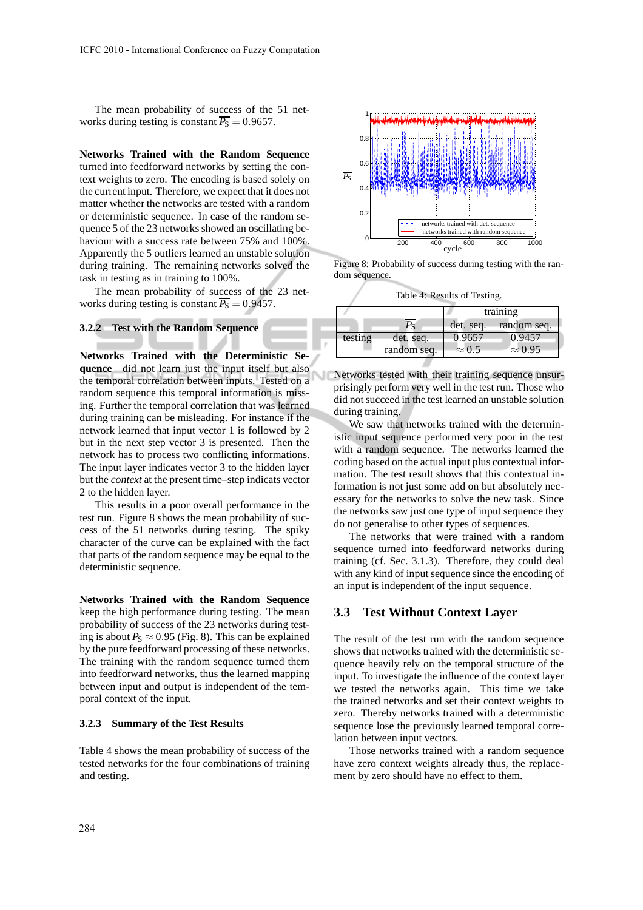The mean probability of success of the 51 networks during testing is constant $\overline{P_S} = 0.9657$.

**Networks Trained with the Random Sequence** turned into feedforward networks by setting the context weights to zero. The encoding is based solely on the current input. Therefore, we expect that it does not matter whether the networks are tested with a random or deterministic sequence. In case of the random sequence 5 of the 23 networks showed an oscillating behaviour with a success rate between 75% and 100%. Apparently the 5 outliers learned an unstable solution during training. The remaining networks solved the task in testing as in training to 100%.

The mean probability of success of the 23 networks during testing is constant $\overline{P_S} = 0.9457$.

### 3.2.2 Test with the Random Sequence

**Networks Trained with the Deterministic Sequence** did not learn just the input itself but also the temporal correlation between inputs. Tested on a random sequence this temporal information is missing. Further the temporal correlation that was learned during training can be misleading. For instance if the network learned that input vector 1 is followed by 2 but in the next step vector 3 is presented. Then the network has to process two conflicting informations. The input layer indicates vector 3 to the hidden layer but the *context* at the present time–step indicates vector 2 to the hidden layer.

This results in a poor overall performance in the test run. Figure 8 shows the mean probability of success of the 51 networks during testing. The spiky character of the curve can be explained with the fact that parts of the random sequence may be equal to the deterministic sequence.

**Networks Trained with the Random Sequence** keep the high performance during testing. The mean probability of success of the 23 networks during testing is about $\overline{P_S} \approx 0.95$ (Fig. 8). This can be explained by the pure feedforward processing of these networks. The training with the random sequence turned them into feedforward networks, thus the learned mapping between input and output is independent of the temporal context of the input.

### 3.2.3 Summary of the Test Results

Table 4 shows the mean probability of success of the tested networks for the four combinations of training and testing.

Figure 8: Probability of success during testing with the random sequence.

Table 4: Results of Testing.

| $\overline{P_S}$ | | training: det. seq. | training: random seq. |
|---|---|---|---|
| testing | det. seq. | 0.9657 | 0.9457 |
| | random seq. | $\approx 0.5$ | $\approx 0.95$ |

Networks tested with their training sequence unsurprisingly perform very well in the test run. Those who did not succeed in the test learned an unstable solution during training.

We saw that networks trained with the deterministic input sequence performed very poor in the test with a random sequence. The networks learned the coding based on the actual input plus contextual information. The test result shows that this contextual information is not just some add on but absolutely necessary for the networks to solve the new task. Since the networks saw just one type of input sequence they do not generalise to other types of sequences.

The networks that were trained with a random sequence turned into feedforward networks during training (cf. Sec. 3.1.3). Therefore, they could deal with any kind of input sequence since the encoding of an input is independent of the input sequence.

## 3.3 Test Without Context Layer

The result of the test run with the random sequence shows that networks trained with the deterministic sequence heavily rely on the temporal structure of the input. To investigate the influence of the context layer we tested the networks again. This time we take the trained networks and set their context weights to zero. Thereby networks trained with a deterministic sequence lose the previously learned temporal correlation between input vectors.

Those networks trained with a random sequence have zero context weights already thus, the replacement by zero should have no effect to them.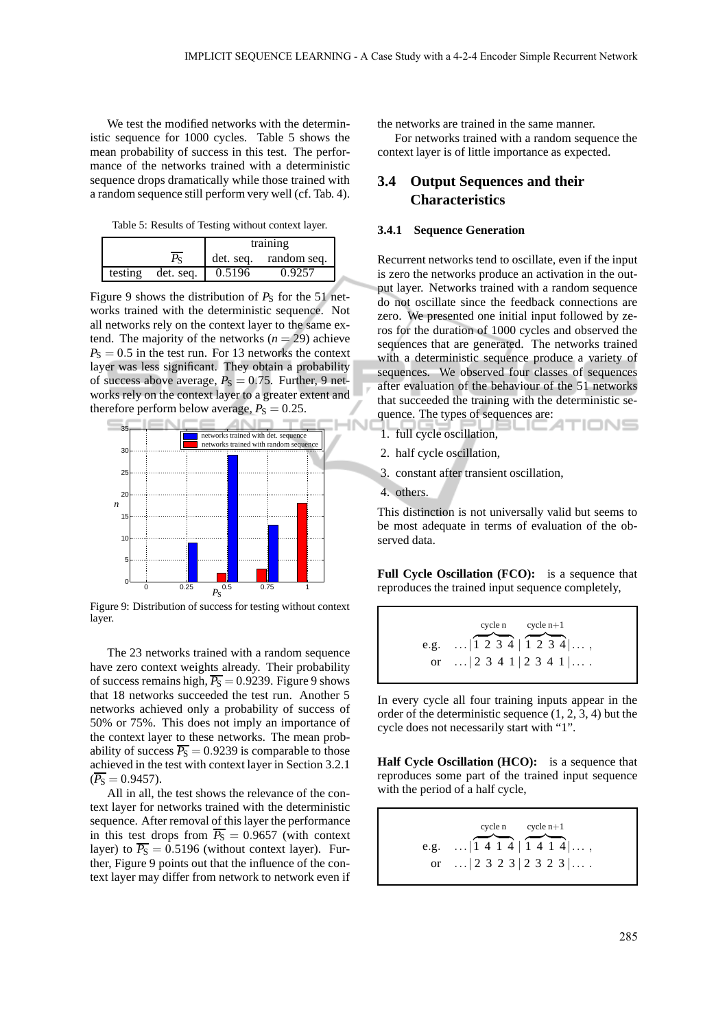We test the modified networks with the deterministic sequence for 1000 cycles. Table 5 shows the mean probability of success in this test. The performance of the networks trained with a deterministic sequence drops dramatically while those trained with a random sequence still perform very well (cf. Tab. 4).

Table 5: Results of Testing without context layer.

| | | training | |
|---|---|---|---|
| | $\overline{P_S}$ | det. seq. | random seq. |
| testing | det. seq. | 0.5196 | 0.9257 |

Figure 9 shows the distribution of $P_S$ for the 51 networks trained with the deterministic sequence. Not all networks rely on the context layer to the same extend. The majority of the networks ($n = 29$) achieve $P_S = 0.5$ in the test run. For 13 networks the context layer was less significant. They obtain a probability of success above average, $P_S = 0.75$. Further, 9 networks rely on the context layer to a greater extent and therefore perform below average, $P_S = 0.25$.

Figure 9: Distribution of success for testing without context layer.

The 23 networks trained with a random sequence have zero context weights already. Their probability of success remains high, $\overline{P_S} = 0.9239$. Figure 9 shows that 18 networks succeeded the test run. Another 5 networks achieved only a probability of success of 50% or 75%. This does not imply an importance of the context layer to these networks. The mean probability of success $\overline{P_S} = 0.9239$ is comparable to those achieved in the test with context layer in Section 3.2.1 ($\overline{P_S} = 0.9457$).

All in all, the test shows the relevance of the context layer for networks trained with the deterministic sequence. After removal of this layer the performance in this test drops from $\overline{P_S} = 0.9657$ (with context layer) to $\overline{P_S} = 0.5196$ (without context layer). Further, Figure 9 points out that the influence of the context layer may differ from network to network even if the networks are trained in the same manner.

For networks trained with a random sequence the context layer is of little importance as expected.

## 3.4 Output Sequences and their Characteristics

### 3.4.1 Sequence Generation

Recurrent networks tend to oscillate, even if the input is zero the networks produce an activation in the output layer. Networks trained with a random sequence do not oscillate since the feedback connections are zero. We presented one initial input followed by zeros for the duration of 1000 cycles and observed the sequences that are generated. The networks trained with a deterministic sequence produce a variety of sequences. We observed four classes of sequences after evaluation of the behaviour of the 51 networks that succeeded the training with the deterministic sequence. The types of sequences are:

1. full cycle oscillation,
2. half cycle oscillation,
3. constant after transient oscillation,
4. others.

This distinction is not universally valid but seems to be most adequate in terms of evaluation of the observed data.

**Full Cycle Oscillation (FCO):** is a sequence that reproduces the trained input sequence completely,

$$\text{e.g.} \quad \ldots|\overbrace{1\ 2\ 3\ 4}^{\text{cycle n}}|\overbrace{1\ 2\ 3\ 4}^{\text{cycle n+1}}|\ldots,$$
$$\text{or} \quad \ldots|2\ 3\ 4\ 1|2\ 3\ 4\ 1|\ldots.$$

In every cycle all four training inputs appear in the order of the deterministic sequence (1, 2, 3, 4) but the cycle does not necessarily start with "1".

**Half Cycle Oscillation (HCO):** is a sequence that reproduces some part of the trained input sequence with the period of a half cycle,

$$\text{e.g.} \quad \ldots|\overbrace{1\ 4\ 1\ 4}^{\text{cycle n}}|\overbrace{1\ 4\ 1\ 4}^{\text{cycle n+1}}|\ldots,$$
$$\text{or} \quad \ldots|2\ 3\ 2\ 3|2\ 3\ 2\ 3|\ldots.$$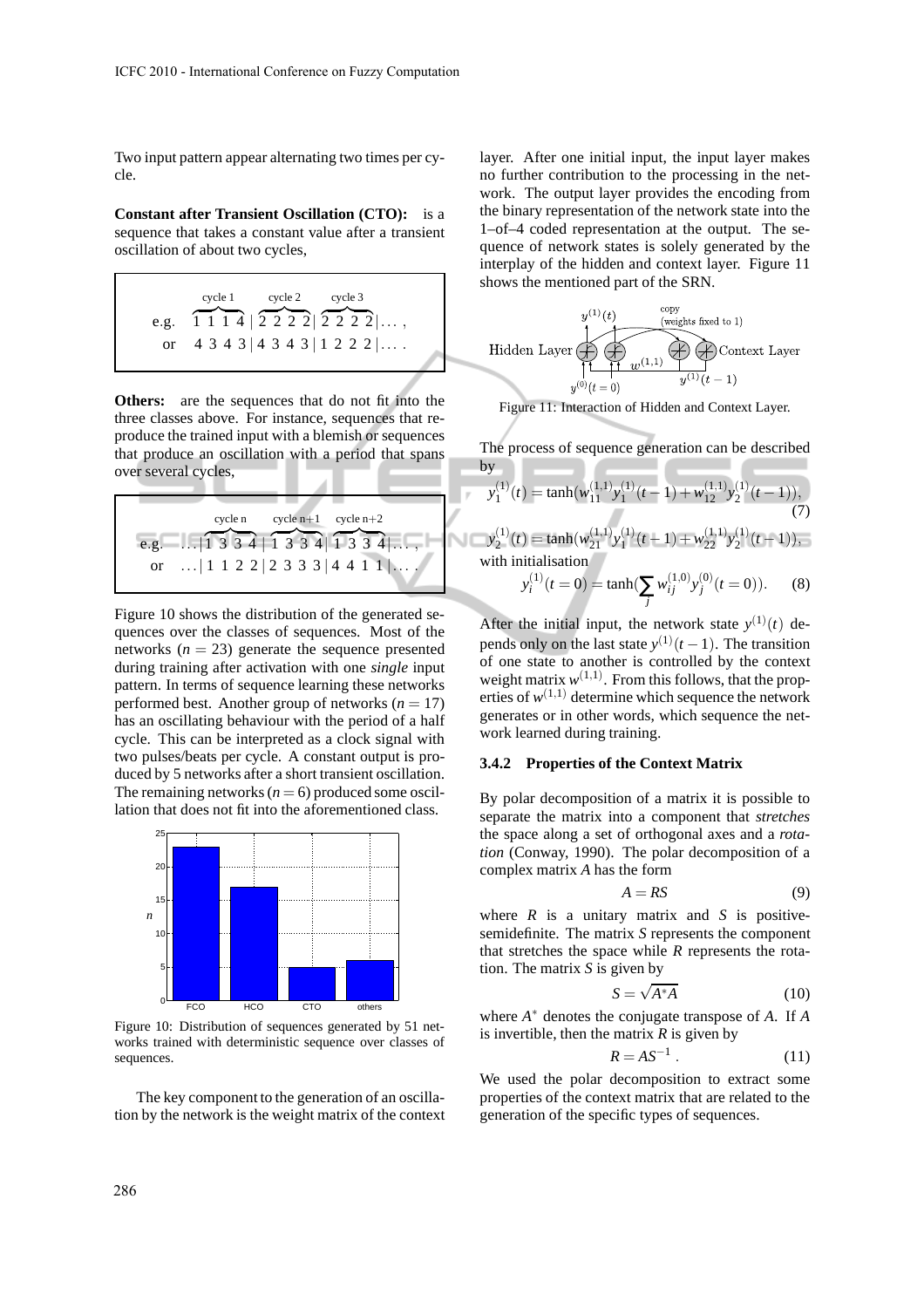Two input pattern appear alternating two times per cycle.

**Constant after Transient Oscillation (CTO):** is a sequence that takes a constant value after a transient oscillation of about two cycles,

$$\text{e.g.} \quad \overbrace{1\ 1\ 1\ 4}^{\text{cycle 1}}\ |\ \overbrace{2\ 2\ 2\ 2}^{\text{cycle 2}}\ |\ \overbrace{2\ 2\ 2\ 2}^{\text{cycle 3}}\ |\ \ldots,$$
$$\text{or} \quad 4\ 3\ 4\ 3\ |\ 4\ 3\ 4\ 3\ |\ 1\ 2\ 2\ 2\ |\ \ldots.$$

**Others:** are the sequences that do not fit into the three classes above. For instance, sequences that reproduce the trained input with a blemish or sequences that produce an oscillation with a period that spans over several cycles,

$$\text{e.g.} \quad \ldots|\overbrace{1\ 3\ 3\ 4}^{\text{cycle n}}\ |\ \overbrace{1\ 3\ 3\ 4}^{\text{cycle n+1}}\ |\ \overbrace{1\ 3\ 3\ 4}^{\text{cycle n+2}}\ |\ \ldots,$$
$$\text{or} \quad \ldots|\ 1\ 1\ 2\ 2\ |\ 2\ 3\ 3\ 3\ |\ 4\ 4\ 1\ 1\ |\ \ldots.$$

Figure 10 shows the distribution of the generated sequences over the classes of sequences. Most of the networks ($n = 23$) generate the sequence presented during training after activation with one *single* input pattern. In terms of sequence learning these networks performed best. Another group of networks ($n = 17$) has an oscillating behaviour with the period of a half cycle. This can be interpreted as a clock signal with two pulses/beats per cycle. A constant output is produced by 5 networks after a short transient oscillation. The remaining networks ($n = 6$) produced some oscillation that does not fit into the aforementioned class.

Figure 10: Distribution of sequences generated by 51 networks trained with deterministic sequence over classes of sequences.

The key component to the generation of an oscillation by the network is the weight matrix of the context layer. After one initial input, the input layer makes no further contribution to the processing in the network. The output layer provides the encoding from the binary representation of the network state into the 1–of–4 coded representation at the output. The sequence of network states is solely generated by the interplay of the hidden and context layer. Figure 11 shows the mentioned part of the SRN.

Figure 11: Interaction of Hidden and Context Layer.

The process of sequence generation can be described by

$$y_1^{(1)}(t) = \tanh(w_{11}^{(1,1)} y_1^{(1)}(t-1) + w_{12}^{(1,1)} y_2^{(1)}(t-1)), \tag{7}$$
$$y_2^{(1)}(t) = \tanh(w_{21}^{(1,1)} y_1^{(1)}(t-1) + w_{22}^{(1,1)} y_2^{(1)}(t-1)),$$

with initialisation

$$y_i^{(1)}(t=0) = \tanh(\sum_j w_{ij}^{(1,0)} y_j^{(0)}(t=0)). \tag{8}$$

After the initial input, the network state $y^{(1)}(t)$ depends only on the last state $y^{(1)}(t-1)$. The transition of one state to another is controlled by the context weight matrix $w^{(1,1)}$. From this follows, that the properties of $w^{(1,1)}$ determine which sequence the network generates or in other words, which sequence the network learned during training.

### 3.4.2 Properties of the Context Matrix

By polar decomposition of a matrix it is possible to separate the matrix into a component that *stretches* the space along a set of orthogonal axes and a *rotation* (Conway, 1990). The polar decomposition of a complex matrix $A$ has the form

$$A = RS \tag{9}$$

where $R$ is a unitary matrix and $S$ is positive-semidefinite. The matrix $S$ represents the component that stretches the space while $R$ represents the rotation. The matrix $S$ is given by

$$S = \sqrt{A^* A} \tag{10}$$

where $A^*$ denotes the conjugate transpose of $A$. If $A$ is invertible, then the matrix $R$ is given by

$$R = AS^{-1}. \tag{11}$$

We used the polar decomposition to extract some properties of the context matrix that are related to the generation of the specific types of sequences.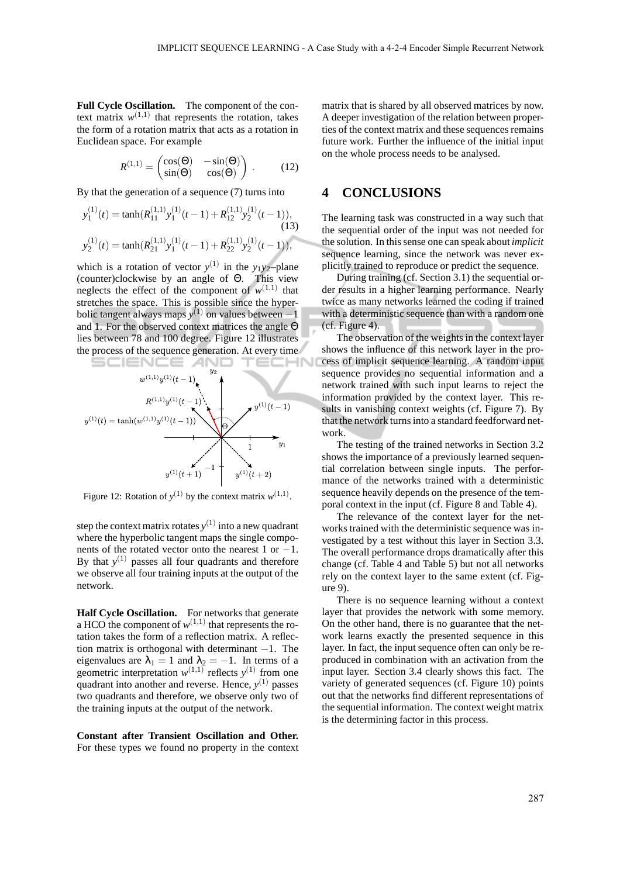**Full Cycle Oscillation.** The component of the context matrix $w^{(1,1)}$ that represents the rotation, takes the form of a rotation matrix that acts as a rotation in Euclidean space. For example

$$R^{(1,1)} = \begin{pmatrix} \cos(\Theta) & -\sin(\Theta) \\ \sin(\Theta) & \cos(\Theta) \end{pmatrix} . \tag{12}$$

By that the generation of a sequence (7) turns into

$$\begin{aligned} y_1^{(1)}(t) &= \tanh(R_{11}^{(1,1)} y_1^{(1)}(t-1) + R_{12}^{(1,1)} y_2^{(1)}(t-1)), \\ y_2^{(1)}(t) &= \tanh(R_{21}^{(1,1)} y_1^{(1)}(t-1) + R_{22}^{(1,1)} y_2^{(1)}(t-1)), \end{aligned} \tag{13}$$

which is a rotation of vector $y^{(1)}$ in the $y_1 y_2$–plane (counter)clockwise by an angle of $\Theta$. This view neglects the effect of the component of $w^{(1,1)}$ that stretches the space. This is possible since the hyperbolic tangent always maps $y^{(1)}$ on values between $-1$ and 1. For the observed context matrices the angle $\Theta$ lies between 78 and 100 degree. Figure 12 illustrates the process of the sequence generation. At every time step the context matrix rotates $y^{(1)}$ into a new quadrant where the hyperbolic tangent maps the single components of the rotated vector onto the nearest 1 or $-1$. By that $y^{(1)}$ passes all four quadrants and therefore we observe all four training inputs at the output of the network.

Figure 12: Rotation of $y^{(1)}$ by the context matrix $w^{(1,1)}$.

**Half Cycle Oscillation.** For networks that generate a HCO the component of $w^{(1,1)}$ that represents the rotation takes the form of a reflection matrix. A reflection matrix is orthogonal with determinant $-1$. The eigenvalues are $\lambda_1 = 1$ and $\lambda_2 = -1$. In terms of a geometric interpretation $w^{(1,1)}$ reflects $y^{(1)}$ from one quadrant into another and reverse. Hence, $y^{(1)}$ passes two quadrants and therefore, we observe only two of the training inputs at the output of the network.

**Constant after Transient Oscillation and Other.** For these types we found no property in the context matrix that is shared by all observed matrices by now. A deeper investigation of the relation between properties of the context matrix and these sequences remains future work. Further the influence of the initial input on the whole process needs to be analysed.

## 4 CONCLUSIONS

The learning task was constructed in a way such that the sequential order of the input was not needed for the solution. In this sense one can speak about *implicit* sequence learning, since the network was never explicitly trained to reproduce or predict the sequence.

During training (cf. Section 3.1) the sequential order results in a higher learning performance. Nearly twice as many networks learned the coding if trained with a deterministic sequence than with a random one (cf. Figure 4).

The observation of the weights in the context layer shows the influence of this network layer in the process of implicit sequence learning. A random input sequence provides no sequential information and a network trained with such input learns to reject the information provided by the context layer. This results in vanishing context weights (cf. Figure 7). By that the network turns into a standard feedforward network.

The testing of the trained networks in Section 3.2 shows the importance of a previously learned sequential correlation between single inputs. The performance of the networks trained with a deterministic sequence heavily depends on the presence of the temporal context in the input (cf. Figure 8 and Table 4).

The relevance of the context layer for the networks trained with the deterministic sequence was investigated by a test without this layer in Section 3.3. The overall performance drops dramatically after this change (cf. Table 4 and Table 5) but not all networks rely on the context layer to the same extent (cf. Figure 9).

There is no sequence learning without a context layer that provides the network with some memory. On the other hand, there is no guarantee that the network learns exactly the presented sequence in this layer. In fact, the input sequence often can only be reproduced in combination with an activation from the input layer. Section 3.4 clearly shows this fact. The variety of generated sequences (cf. Figure 10) points out that the networks find different representations of the sequential information. The context weight matrix is the determining factor in this process.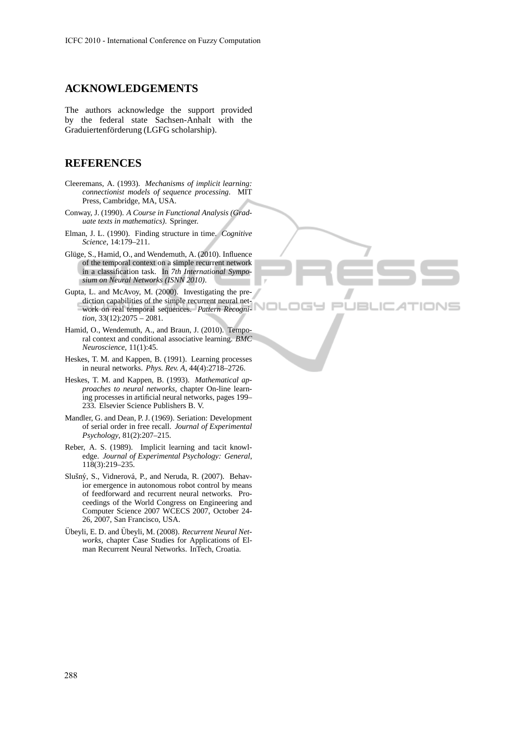## ACKNOWLEDGEMENTS

The authors acknowledge the support provided by the federal state Sachsen-Anhalt with the Graduiertenförderung (LGFG scholarship).

## REFERENCES

Cleeremans, A. (1993). *Mechanisms of implicit learning: connectionist models of sequence processing*. MIT Press, Cambridge, MA, USA.

Conway, J. (1990). *A Course in Functional Analysis (Graduate texts in mathematics)*. Springer.

Elman, J. L. (1990). Finding structure in time. *Cognitive Science*, 14:179–211.

Glüge, S., Hamid, O., and Wendemuth, A. (2010). Influence of the temporal context on a simple recurrent network in a classification task. In *7th International Symposium on Neural Networks (ISNN 2010)*.

Gupta, L. and McAvoy, M. (2000). Investigating the prediction capabilities of the simple recurrent neural network on real temporal sequences. *Pattern Recognition*, 33(12):2075 – 2081.

Hamid, O., Wendemuth, A., and Braun, J. (2010). Temporal context and conditional associative learning. *BMC Neuroscience*, 11(1):45.

Heskes, T. M. and Kappen, B. (1991). Learning processes in neural networks. *Phys. Rev. A*, 44(4):2718–2726.

Heskes, T. M. and Kappen, B. (1993). *Mathematical approaches to neural networks*, chapter On-line learning processes in artificial neural networks, pages 199–233. Elsevier Science Publishers B. V.

Mandler, G. and Dean, P. J. (1969). Seriation: Development of serial order in free recall. *Journal of Experimental Psychology*, 81(2):207–215.

Reber, A. S. (1989). Implicit learning and tacit knowledge. *Journal of Experimental Psychology: General*, 118(3):219–235.

Slušný, S., Vidnerová, P., and Neruda, R. (2007). Behavior emergence in autonomous robot control by means of feedforward and recurrent neural networks. Proceedings of the World Congress on Engineering and Computer Science 2007 WCECS 2007, October 24-26, 2007, San Francisco, USA.

Übeyli, E. D. and Übeyli, M. (2008). *Recurrent Neural Networks*, chapter Case Studies for Applications of Elman Recurrent Neural Networks. InTech, Croatia.